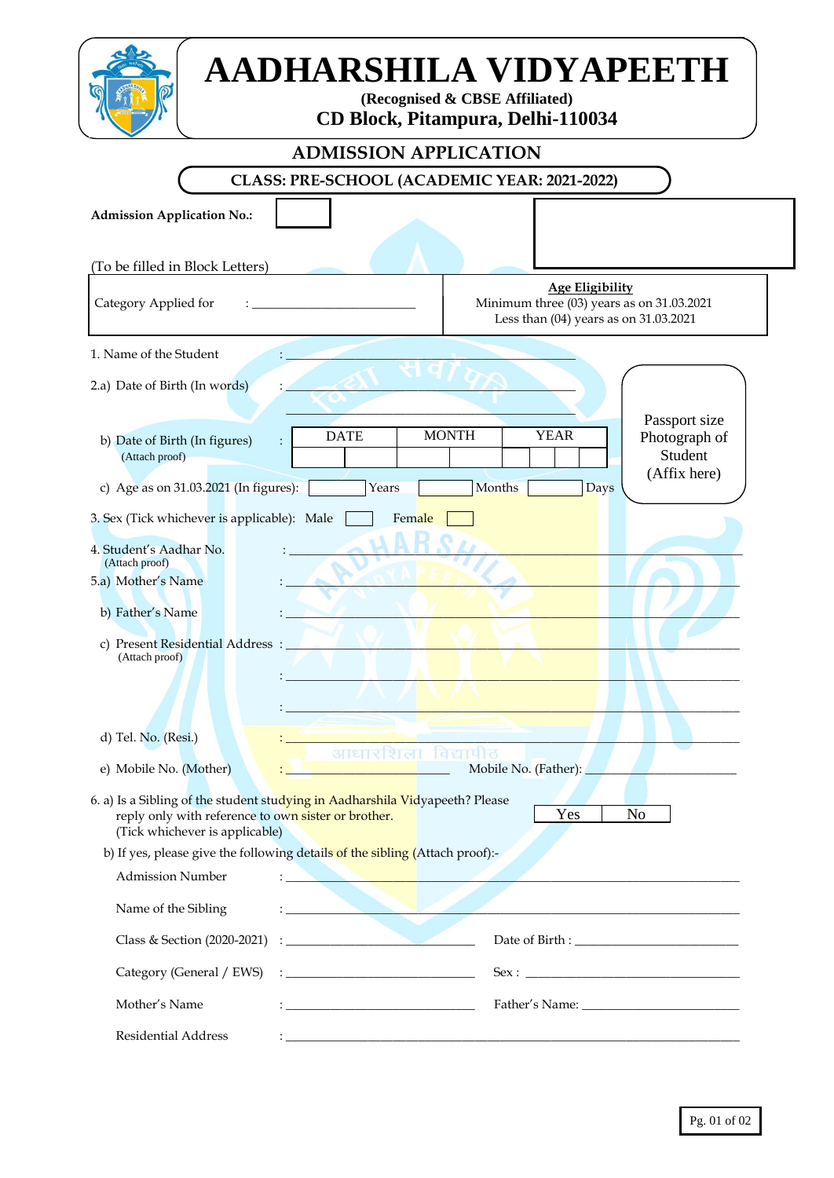# AADHARSHILA VIDYAPEETH

**(Recognised & CBSE Affiliated)**

**CD Block, Pitampura, Delhi-110034**

## ADMISSION APPLICATION

**CLASS: PRE-SCHOOL (ACADEMIC YEAR: 2021-2022)**

**Admission Application No.:** ____

(To be filled in Block Letters)

| Category Applied for : ______________________ | **Age Eligibility**<br>Minimum three (03) years as on 31.03.2021<br>Less than (04) years as on 31.03.2021 |
|---|---|

Passport size Photograph of Student (Affix here)

1. Name of the Student : ______________________

2.a) Date of Birth (In words) : ______________________

______________________

b) Date of Birth (In figures) : 
(Attach proof)

| DATE | | MONTH | | YEAR | | | |
|---|---|---|---|---|---|---|---|
| | | | | | | | |

c) Age as on 31.03.2021 (In figures): ____ Years ____ Months ____ Days

3. Sex (Tick whichever is applicable): Male ☐ Female ☐

4. Student's Aadhar No. : ______________________
(Attach proof)

5.a) Mother's Name : ______________________

b) Father's Name : ______________________

c) Present Residential Address : ______________________
(Attach proof)

: ______________________

: ______________________

d) Tel. No. (Resi.) : ______________________

e) Mobile No. (Mother) : ______________ Mobile No. (Father): ______________

6. a) Is a Sibling of the student studying in Aadharshila Vidyapeeth? Please reply only with reference to own sister or brother.
(Tick whichever is applicable) Yes ☐ No ☐

b) If yes, please give the following details of the sibling (Attach proof):-

Admission Number : ______________________

Name of the Sibling : ______________________

Class & Section (2020-2021) : ______________ Date of Birth : ______________

Category (General / EWS) : ______________ Sex : ______________

Mother's Name : ______________ Father's Name: ______________

Residential Address : ______________________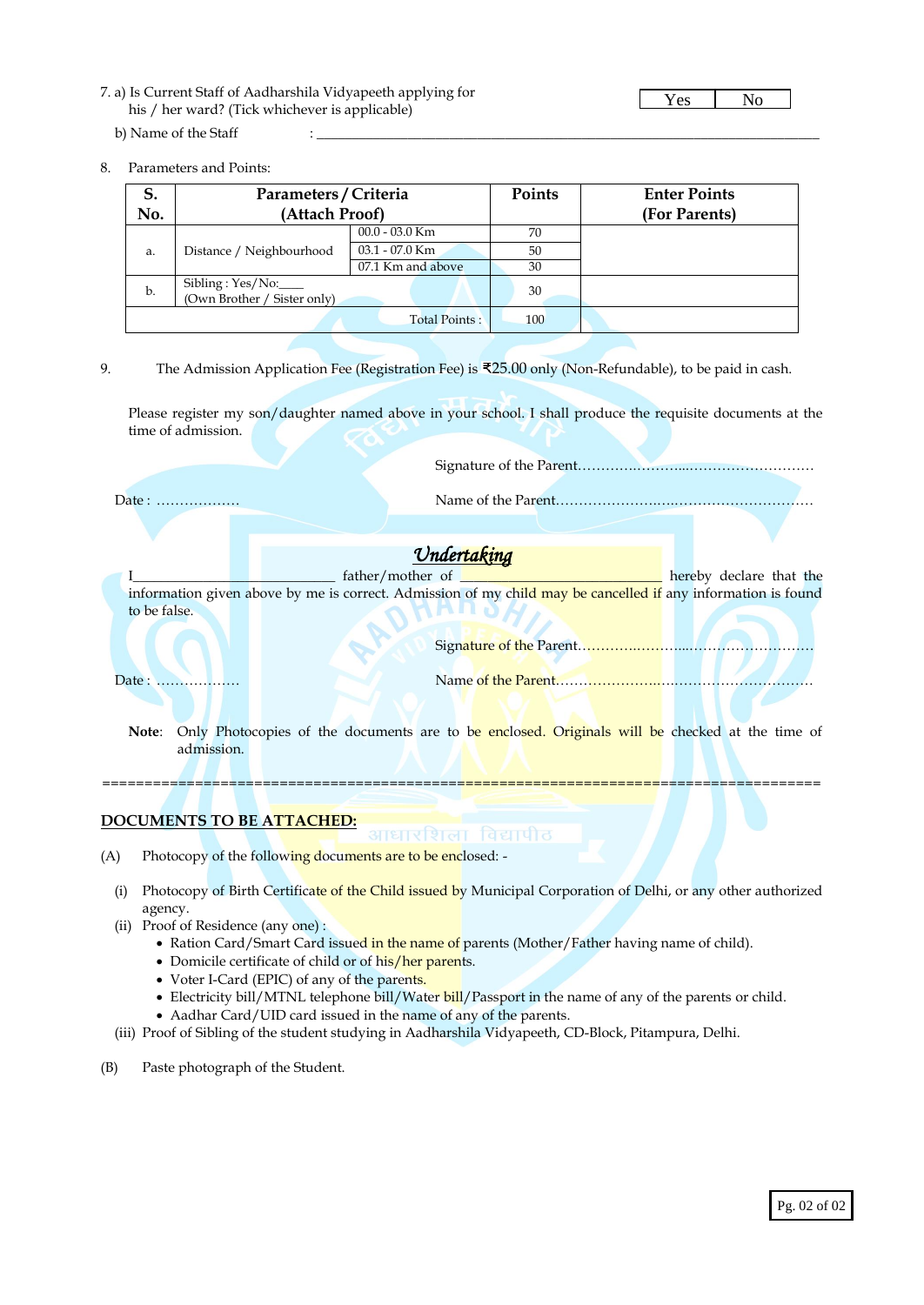7. a) Is Current Staff of Aadharshila Vidyapeeth applying for his / her ward? (Tick whichever is applicable)

| Yes | No |
|---|---|

b) Name of the Staff : ______________________________________________

8. Parameters and Points:

| S. No. | Parameters / Criteria (Attach Proof) | | Points | Enter Points (For Parents) |
|---|---|---|---|---|
| a. | Distance / Neighbourhood | 00.0 - 03.0 Km | 70 | |
| | | 03.1 - 07.0 Km | 50 | |
| | | 07.1 Km and above | 30 | |
| b. | Sibling : Yes/No:____ (Own Brother / Sister only) | | 30 | |
| | | Total Points : | 100 | |

9. The Admission Application Fee (Registration Fee) is ₹25.00 only (Non-Refundable), to be paid in cash.

Please register my son/daughter named above in your school. I shall produce the requisite documents at the time of admission.

Signature of the Parent……………………………………………

Date : ………………

Name of the Parent……………………………………………

## *Undertaking*

I___________________________ father/mother of ___________________________ hereby declare that the information given above by me is correct. Admission of my child may be cancelled if any information is found to be false.

Signature of the Parent……………………………………………

Date : ………………

Name of the Parent……………………………………………

**Note**: Only Photocopies of the documents are to be enclosed. Originals will be checked at the time of admission.

==========================================================================

**DOCUMENTS TO BE ATTACHED:**

(A) Photocopy of the following documents are to be enclosed: -

(i) Photocopy of Birth Certificate of the Child issued by Municipal Corporation of Delhi, or any other authorized agency.

(ii) Proof of Residence (any one) :
- Ration Card/Smart Card issued in the name of parents (Mother/Father having name of child).
- Domicile certificate of child or of his/her parents.
- Voter I-Card (EPIC) of any of the parents.
- Electricity bill/MTNL telephone bill/Water bill/Passport in the name of any of the parents or child.
- Aadhar Card/UID card issued in the name of any of the parents.

(iii) Proof of Sibling of the student studying in Aadharshila Vidyapeeth, CD-Block, Pitampura, Delhi.

(B) Paste photograph of the Student.